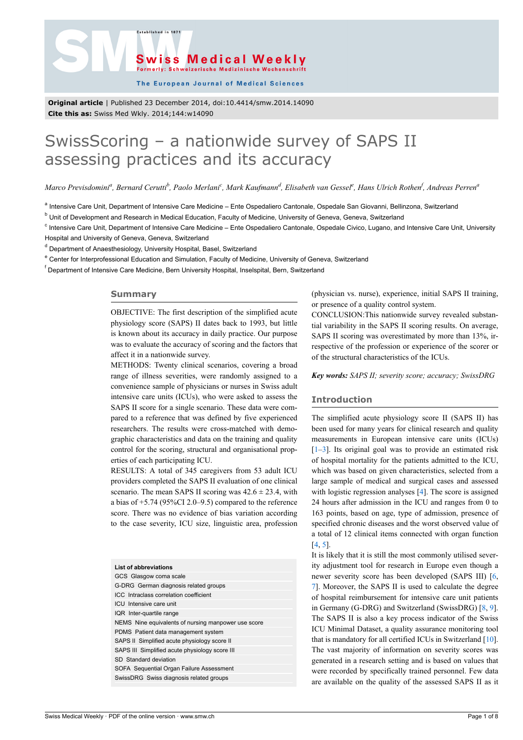**Original article** | Published 23 December 2014, doi:10.4414/smw.2014.14090
**Cite this as:** Swiss Med Wkly. 2014;144:w14090

# SwissScoring – a nationwide survey of SAPS II assessing practices and its accuracy

*Marco Previsdomini[a], Bernard Cerutti[b], Paolo Merlani[c], Mark Kaufmann[d], Elisabeth van Gessel[e], Hans Ulrich Rothen[f], Andreas Perren[a]*

[a] Intensive Care Unit, Department of Intensive Care Medicine – Ente Ospedaliero Cantonale, Ospedale San Giovanni, Bellinzona, Switzerland

[b] Unit of Development and Research in Medical Education, Faculty of Medicine, University of Geneva, Geneva, Switzerland

[c] Intensive Care Unit, Department of Intensive Care Medicine – Ente Ospedaliero Cantonale, Ospedale Civico, Lugano, and Intensive Care Unit, University Hospital and University of Geneva, Geneva, Switzerland

[d] Department of Anaesthesiology, University Hospital, Basel, Switzerland

[e] Center for Interprofessional Education and Simulation, Faculty of Medicine, University of Geneva, Switzerland

[f] Department of Intensive Care Medicine, Bern University Hospital, Inselspital, Bern, Switzerland

## Summary

OBJECTIVE: The first description of the simplified acute physiology score (SAPS) II dates back to 1993, but little is known about its accuracy in daily practice. Our purpose was to evaluate the accuracy of scoring and the factors that affect it in a nationwide survey.

METHODS: Twenty clinical scenarios, covering a broad range of illness severities, were randomly assigned to a convenience sample of physicians or nurses in Swiss adult intensive care units (ICUs), who were asked to assess the SAPS II score for a single scenario. These data were compared to a reference that was defined by five experienced researchers. The results were cross-matched with demographic characteristics and data on the training and quality control for the scoring, structural and organisational properties of each participating ICU.

RESULTS: A total of 345 caregivers from 53 adult ICU providers completed the SAPS II evaluation of one clinical scenario. The mean SAPS II scoring was 42.6 ± 23.4, with a bias of +5.74 (95%CI 2.0–9.5) compared to the reference score. There was no evidence of bias variation according to the case severity, ICU size, linguistic area, profession (physician vs. nurse), experience, initial SAPS II training, or presence of a quality control system.

CONCLUSION: This nationwide survey revealed substantial variability in the SAPS II scoring results. On average, SAPS II scoring was overestimated by more than 13%, irrespective of the profession or experience of the scorer or of the structural characteristics of the ICUs.

***Key words:*** *SAPS II; severity score; accuracy; SwissDRG*

| List of abbreviations |
|---|
| GCS Glasgow coma scale |
| G-DRG German diagnosis related groups |
| ICC Intraclass correlation coefficient |
| ICU Intensive care unit |
| IQR Inter-quartile range |
| NEMS Nine equivalents of nursing manpower use score |
| PDMS Patient data management system |
| SAPS II Simplified acute physiology score II |
| SAPS III Simplified acute physiology score III |
| SD Standard deviation |
| SOFA Sequential Organ Failure Assessment |
| SwissDRG Swiss diagnosis related groups |

## Introduction

The simplified acute physiology score II (SAPS II) has been used for many years for clinical research and quality measurements in European intensive care units (ICUs) [1–3]. Its original goal was to provide an estimated risk of hospital mortality for the patients admitted to the ICU, which was based on given characteristics, selected from a large sample of medical and surgical cases and assessed with logistic regression analyses [4]. The score is assigned 24 hours after admission in the ICU and ranges from 0 to 163 points, based on age, type of admission, presence of specified chronic diseases and the worst observed value of a total of 12 clinical items connected with organ function [4, 5].

It is likely that it is still the most commonly utilised severity adjustment tool for research in Europe even though a newer severity score has been developed (SAPS III) [6, 7]. Moreover, the SAPS II is used to calculate the degree of hospital reimbursement for intensive care unit patients in Germany (G-DRG) and Switzerland (SwissDRG) [8, 9]. The SAPS II is also a key process indicator of the Swiss ICU Minimal Dataset, a quality assurance monitoring tool that is mandatory for all certified ICUs in Switzerland [10]. The vast majority of information on severity scores was generated in a research setting and is based on values that were recorded by specifically trained personnel. Few data are available on the quality of the assessed SAPS II as it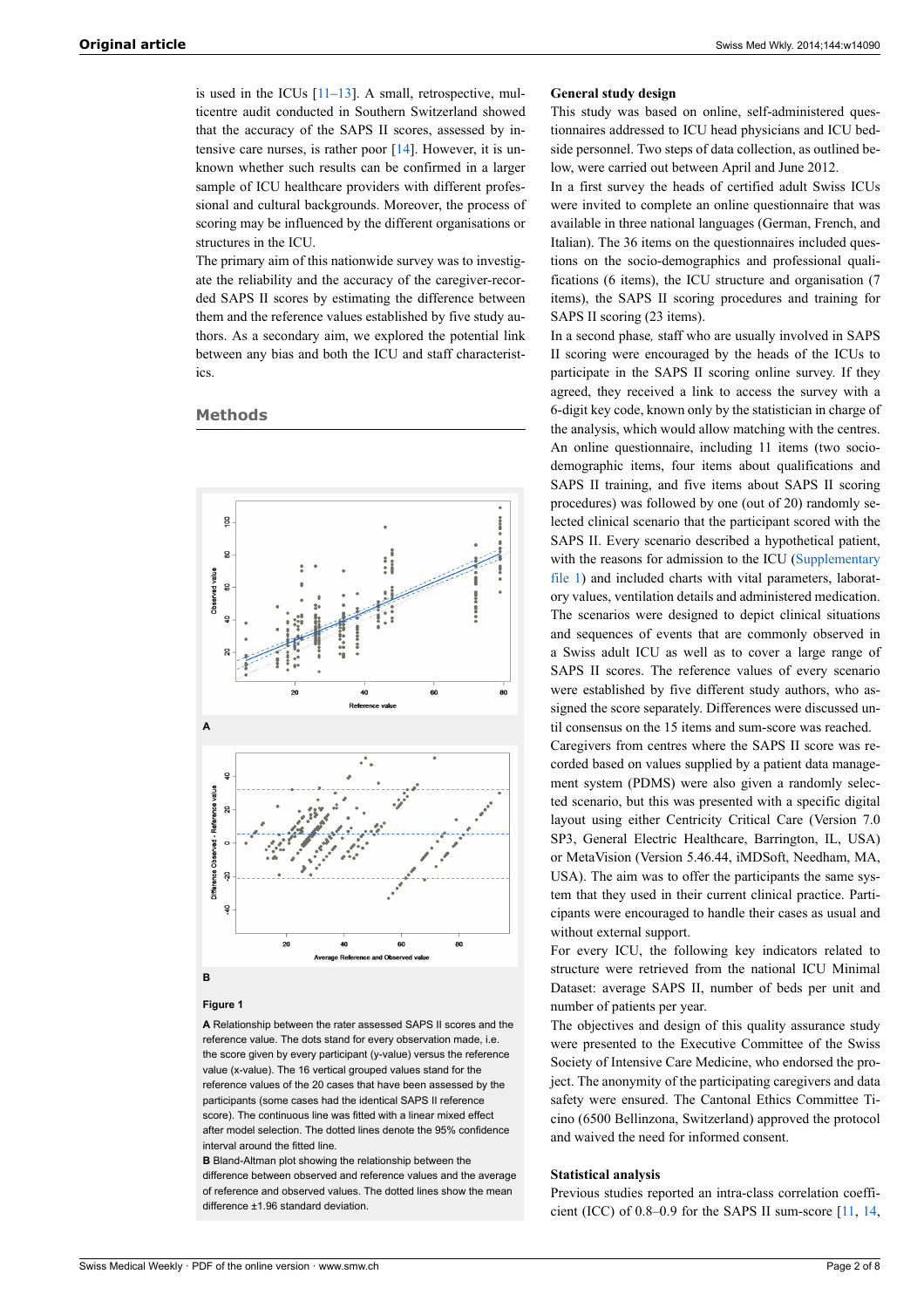is used in the ICUs [11–13]. A small, retrospective, multicentre audit conducted in Southern Switzerland showed that the accuracy of the SAPS II scores, assessed by intensive care nurses, is rather poor [14]. However, it is unknown whether such results can be confirmed in a larger sample of ICU healthcare providers with different professional and cultural backgrounds. Moreover, the process of scoring may be influenced by the different organisations or structures in the ICU.

The primary aim of this nationwide survey was to investigate the reliability and the accuracy of the caregiver-recorded SAPS II scores by estimating the difference between them and the reference values established by five study authors. As a secondary aim, we explored the potential link between any bias and both the ICU and staff characteristics.

## Methods

**Figure 1**

**A** Relationship between the rater assessed SAPS II scores and the reference value. The dots stand for every observation made, i.e. the score given by every participant (y-value) versus the reference value (x-value). The 16 vertical grouped values stand for the reference values of the 20 cases that have been assessed by the participants (some cases had the identical SAPS II reference score). The continuous line was fitted with a linear mixed effect after model selection. The dotted lines denote the 95% confidence interval around the fitted line.

**B** Bland-Altman plot showing the relationship between the difference between observed and reference values and the average of reference and observed values. The dotted lines show the mean difference ±1.96 standard deviation.

### General study design

This study was based on online, self-administered questionnaires addressed to ICU head physicians and ICU bedside personnel. Two steps of data collection, as outlined below, were carried out between April and June 2012.

In a first survey the heads of certified adult Swiss ICUs were invited to complete an online questionnaire that was available in three national languages (German, French, and Italian). The 36 items on the questionnaires included questions on the socio-demographics and professional qualifications (6 items), the ICU structure and organisation (7 items), the SAPS II scoring procedures and training for SAPS II scoring (23 items).

In a second phase, staff who are usually involved in SAPS II scoring were encouraged by the heads of the ICUs to participate in the SAPS II scoring online survey. If they agreed, they received a link to access the survey with a 6-digit key code, known only by the statistician in charge of the analysis, which would allow matching with the centres. An online questionnaire, including 11 items (two socio-demographic items, four items about qualifications and SAPS II training, and five items about SAPS II scoring procedures) was followed by one (out of 20) randomly selected clinical scenario that the participant scored with the SAPS II. Every scenario described a hypothetical patient, with the reasons for admission to the ICU (Supplementary file 1) and included charts with vital parameters, laboratory values, ventilation details and administered medication. The scenarios were designed to depict clinical situations and sequences of events that are commonly observed in a Swiss adult ICU as well as to cover a large range of SAPS II scores. The reference values of every scenario were established by five different study authors, who assigned the score separately. Differences were discussed until consensus on the 15 items and sum-score was reached.

Caregivers from centres where the SAPS II score was recorded based on values supplied by a patient data management system (PDMS) were also given a randomly selected scenario, but this was presented with a specific digital layout using either Centricity Critical Care (Version 7.0 SP3, General Electric Healthcare, Barrington, IL, USA) or MetaVision (Version 5.46.44, iMDSoft, Needham, MA, USA). The aim was to offer the participants the same system that they used in their current clinical practice. Participants were encouraged to handle their cases as usual and without external support.

For every ICU, the following key indicators related to structure were retrieved from the national ICU Minimal Dataset: average SAPS II, number of beds per unit and number of patients per year.

The objectives and design of this quality assurance study were presented to the Executive Committee of the Swiss Society of Intensive Care Medicine, who endorsed the project. The anonymity of the participating caregivers and data safety were ensured. The Cantonal Ethics Committee Ticino (6500 Bellinzona, Switzerland) approved the protocol and waived the need for informed consent.

### Statistical analysis

Previous studies reported an intra-class correlation coefficient (ICC) of 0.8–0.9 for the SAPS II sum-score [11, 14,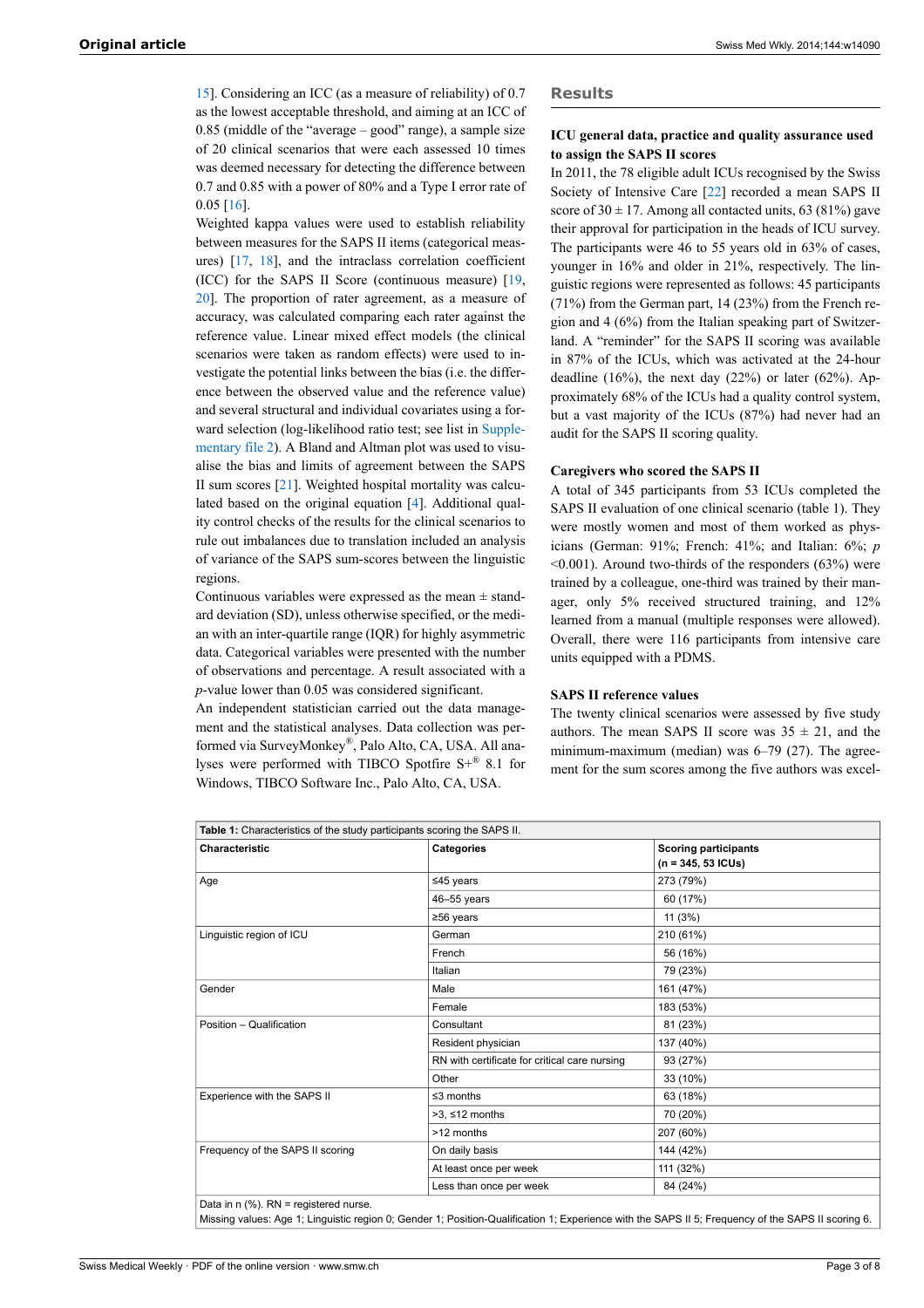15]. Considering an ICC (as a measure of reliability) of 0.7 as the lowest acceptable threshold, and aiming at an ICC of 0.85 (middle of the "average – good" range), a sample size of 20 clinical scenarios that were each assessed 10 times was deemed necessary for detecting the difference between 0.7 and 0.85 with a power of 80% and a Type I error rate of 0.05 [16].

Weighted kappa values were used to establish reliability between measures for the SAPS II items (categorical measures) [17, 18], and the intraclass correlation coefficient (ICC) for the SAPS II Score (continuous measure) [19, 20]. The proportion of rater agreement, as a measure of accuracy, was calculated comparing each rater against the reference value. Linear mixed effect models (the clinical scenarios were taken as random effects) were used to investigate the potential links between the bias (i.e. the difference between the observed value and the reference value) and several structural and individual covariates using a forward selection (log-likelihood ratio test; see list in Supplementary file 2). A Bland and Altman plot was used to visualise the bias and limits of agreement between the SAPS II sum scores [21]. Weighted hospital mortality was calculated based on the original equation [4]. Additional quality control checks of the results for the clinical scenarios to rule out imbalances due to translation included an analysis of variance of the SAPS sum-scores between the linguistic regions.

Continuous variables were expressed as the mean ± standard deviation (SD), unless otherwise specified, or the median with an inter-quartile range (IQR) for highly asymmetric data. Categorical variables were presented with the number of observations and percentage. A result associated with a *p*-value lower than 0.05 was considered significant.

An independent statistician carried out the data management and the statistical analyses. Data collection was performed via SurveyMonkey®, Palo Alto, CA, USA. All analyses were performed with TIBCO Spotfire S+® 8.1 for Windows, TIBCO Software Inc., Palo Alto, CA, USA.

## Results

### ICU general data, practice and quality assurance used to assign the SAPS II scores

In 2011, the 78 eligible adult ICUs recognised by the Swiss Society of Intensive Care [22] recorded a mean SAPS II score of 30 ± 17. Among all contacted units, 63 (81%) gave their approval for participation in the heads of ICU survey. The participants were 46 to 55 years old in 63% of cases, younger in 16% and older in 21%, respectively. The linguistic regions were represented as follows: 45 participants (71%) from the German part, 14 (23%) from the French region and 4 (6%) from the Italian speaking part of Switzerland. A "reminder" for the SAPS II scoring was available in 87% of the ICUs, which was activated at the 24-hour deadline (16%), the next day (22%) or later (62%). Approximately 68% of the ICUs had a quality control system, but a vast majority of the ICUs (87%) had never had an audit for the SAPS II scoring quality.

### Caregivers who scored the SAPS II

A total of 345 participants from 53 ICUs completed the SAPS II evaluation of one clinical scenario (table 1). They were mostly women and most of them worked as physicians (German: 91%; French: 41%; and Italian: 6%; $p < 0.001$). Around two-thirds of the responders (63%) were trained by a colleague, one-third was trained by their manager, only 5% received structured training, and 12% learned from a manual (multiple responses were allowed). Overall, there were 116 participants from intensive care units equipped with a PDMS.

### SAPS II reference values

The twenty clinical scenarios were assessed by five study authors. The mean SAPS II score was 35 ± 21, and the minimum-maximum (median) was 6–79 (27). The agreement for the sum scores among the five authors was excel-

**Table 1:** Characteristics of the study participants scoring the SAPS II.

| Characteristic | Categories | Scoring participants (n = 345, 53 ICUs) |
|---|---|---|
| Age | ≤45 years | 273 (79%) |
| | 46–55 years | 60 (17%) |
| | ≥56 years | 11 (3%) |
| Linguistic region of ICU | German | 210 (61%) |
| | French | 56 (16%) |
| | Italian | 79 (23%) |
| Gender | Male | 161 (47%) |
| | Female | 183 (53%) |
| Position – Qualification | Consultant | 81 (23%) |
| | Resident physician | 137 (40%) |
| | RN with certificate for critical care nursing | 93 (27%) |
| | Other | 33 (10%) |
| Experience with the SAPS II | ≤3 months | 63 (18%) |
| | >3, ≤12 months | 70 (20%) |
| | >12 months | 207 (60%) |
| Frequency of the SAPS II scoring | On daily basis | 144 (42%) |
| | At least once per week | 111 (32%) |
| | Less than once per week | 84 (24%) |

Data in n (%). RN = registered nurse.
Missing values: Age 1; Linguistic region 0; Gender 1; Position-Qualification 1; Experience with the SAPS II 5; Frequency of the SAPS II scoring 6.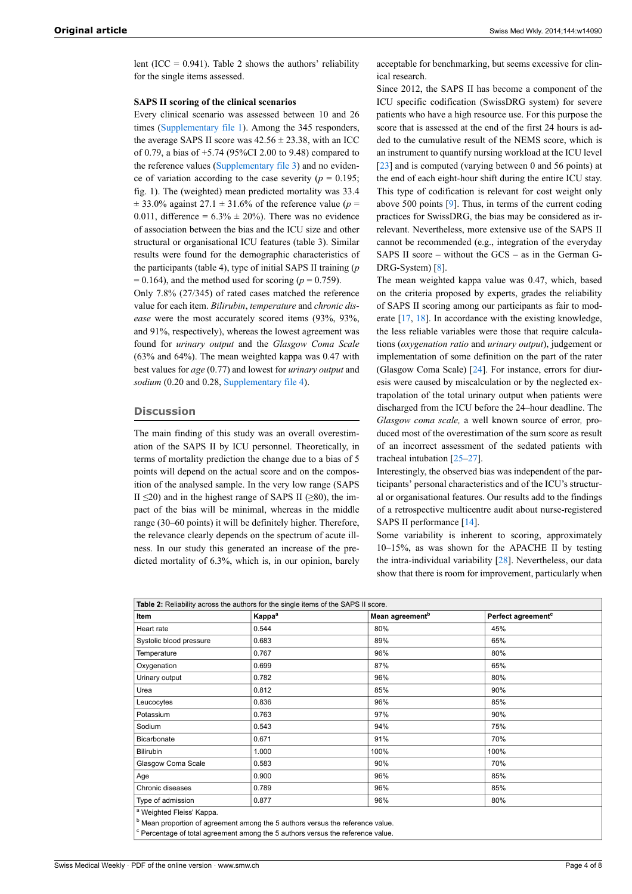lent (ICC = 0.941). Table 2 shows the authors' reliability for the single items assessed.

### SAPS II scoring of the clinical scenarios

Every clinical scenario was assessed between 10 and 26 times (Supplementary file 1). Among the 345 responders, the average SAPS II score was 42.56 ± 23.38, with an ICC of 0.79, a bias of +5.74 (95%CI 2.00 to 9.48) compared to the reference values (Supplementary file 3) and no evidence of variation according to the case severity ($p$ = 0.195; fig. 1). The (weighted) mean predicted mortality was 33.4 ± 33.0% against 27.1 ± 31.6% of the reference value ($p$ = 0.011, difference = 6.3% ± 20%). There was no evidence of association between the bias and the ICU size and other structural or organisational ICU features (table 3). Similar results were found for the demographic characteristics of the participants (table 4), type of initial SAPS II training ($p$ = 0.164), and the method used for scoring ($p$ = 0.759).

Only 7.8% (27/345) of rated cases matched the reference value for each item. *Bilirubin*, *temperature* and *chronic disease* were the most accurately scored items (93%, 93%, and 91%, respectively), whereas the lowest agreement was found for *urinary output* and the *Glasgow Coma Scale* (63% and 64%). The mean weighted kappa was 0.47 with best values for *age* (0.77) and lowest for *urinary output* and *sodium* (0.20 and 0.28, Supplementary file 4).

## Discussion

The main finding of this study was an overall overestimation of the SAPS II by ICU personnel. Theoretically, in terms of mortality prediction the change due to a bias of 5 points will depend on the actual score and on the composition of the analysed sample. In the very low range (SAPS II ≤20) and in the highest range of SAPS II (≥80), the impact of the bias will be minimal, whereas in the middle range (30–60 points) it will be definitely higher. Therefore, the relevance clearly depends on the spectrum of acute illness. In our study this generated an increase of the predicted mortality of 6.3%, which is, in our opinion, barely acceptable for benchmarking, but seems excessive for clinical research.

Since 2012, the SAPS II has become a component of the ICU specific codification (SwissDRG system) for severe patients who have a high resource use. For this purpose the score that is assessed at the end of the first 24 hours is added to the cumulative result of the NEMS score, which is an instrument to quantify nursing workload at the ICU level [23] and is computed (varying between 0 and 56 points) at the end of each eight-hour shift during the entire ICU stay. This type of codification is relevant for cost weight only above 500 points [9]. Thus, in terms of the current coding practices for SwissDRG, the bias may be considered as irrelevant. Nevertheless, more extensive use of the SAPS II cannot be recommended (e.g., integration of the everyday SAPS II score – without the GCS – as in the German G-DRG-System) [8].

The mean weighted kappa value was 0.47, which, based on the criteria proposed by experts, grades the reliability of SAPS II scoring among our participants as fair to moderate [17, 18]. In accordance with the existing knowledge, the less reliable variables were those that require calculations (*oxygenation ratio* and *urinary output*), judgement or implementation of some definition on the part of the rater (Glasgow Coma Scale) [24]. For instance, errors for diuresis were caused by miscalculation or by the neglected extrapolation of the total urinary output when patients were discharged from the ICU before the 24–hour deadline. The *Glasgow coma scale,* a well known source of error*,* produced most of the overestimation of the sum score as result of an incorrect assessment of the sedated patients with tracheal intubation [25–27].

Interestingly, the observed bias was independent of the participants' personal characteristics and of the ICU's structural or organisational features. Our results add to the findings of a retrospective multicentre audit about nurse-registered SAPS II performance [14].

Some variability is inherent to scoring, approximately 10–15%, as was shown for the APACHE II by testing the intra-individual variability [28]. Nevertheless, our data show that there is room for improvement, particularly when

**Table 2:** Reliability across the authors for the single items of the SAPS II score.

| Item | Kappa[a] | Mean agreement[b] | Perfect agreement[c] |
|---|---|---|---|
| Heart rate | 0.544 | 80% | 45% |
| Systolic blood pressure | 0.683 | 89% | 65% |
| Temperature | 0.767 | 96% | 80% |
| Oxygenation | 0.699 | 87% | 65% |
| Urinary output | 0.782 | 96% | 80% |
| Urea | 0.812 | 85% | 90% |
| Leucocytes | 0.836 | 96% | 85% |
| Potassium | 0.763 | 97% | 90% |
| Sodium | 0.543 | 94% | 75% |
| Bicarbonate | 0.671 | 91% | 70% |
| Bilirubin | 1.000 | 100% | 100% |
| Glasgow Coma Scale | 0.583 | 90% | 70% |
| Age | 0.900 | 96% | 85% |
| Chronic diseases | 0.789 | 96% | 85% |
| Type of admission | 0.877 | 96% | 80% |

[a] Weighted Fleiss' Kappa.
[b] Mean proportion of agreement among the 5 authors versus the reference value.
[c] Percentage of total agreement among the 5 authors versus the reference value.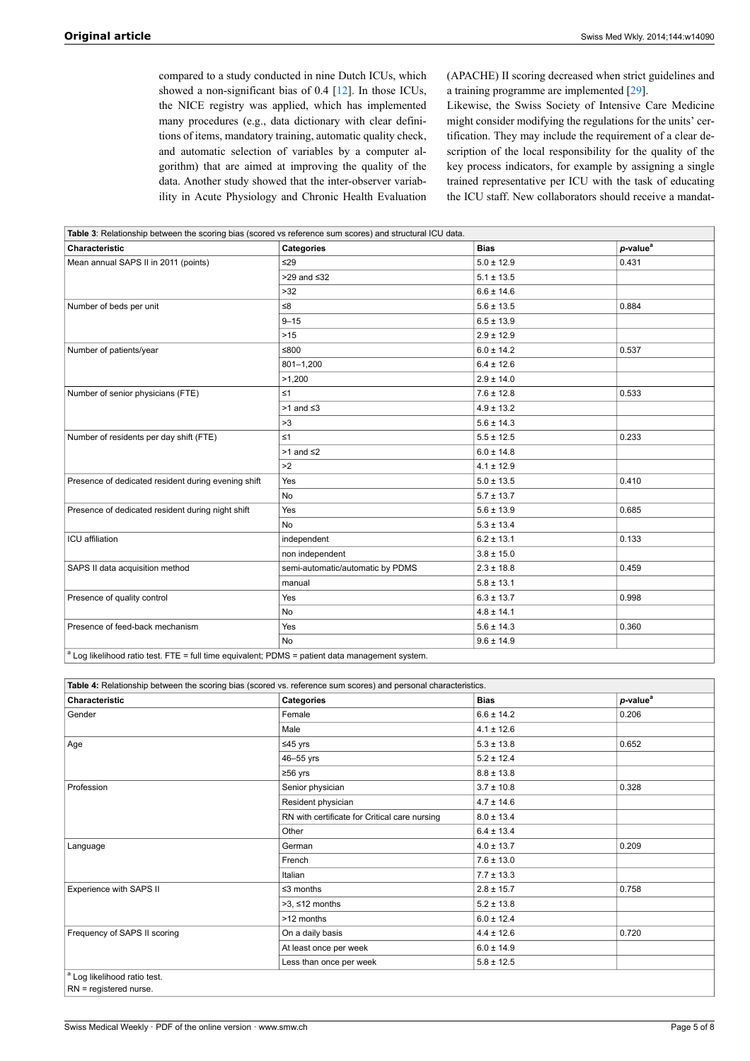compared to a study conducted in nine Dutch ICUs, which showed a non-significant bias of 0.4 [12]. In those ICUs, the NICE registry was applied, which has implemented many procedures (e.g., data dictionary with clear definitions of items, mandatory training, automatic quality check, and automatic selection of variables by a computer algorithm) that are aimed at improving the quality of the data. Another study showed that the inter-observer variability in Acute Physiology and Chronic Health Evaluation (APACHE) II scoring decreased when strict guidelines and a training programme are implemented [29].

Likewise, the Swiss Society of Intensive Care Medicine might consider modifying the regulations for the units' certification. They may include the requirement of a clear description of the local responsibility for the quality of the key process indicators, for example by assigning a single trained representative per ICU with the task of educating the ICU staff. New collaborators should receive a mandat-

**Table 3**: Relationship between the scoring bias (scored vs reference sum scores) and structural ICU data.

| Characteristic | Categories | Bias | *p*-value[a] |
|---|---|---|---|
| Mean annual SAPS II in 2011 (points) | ≤29 | 5.0 ± 12.9 | 0.431 |
| | >29 and ≤32 | 5.1 ± 13.5 | |
| | >32 | 6.6 ± 14.6 | |
| Number of beds per unit | ≤8 | 5.6 ± 13.5 | 0.884 |
| | 9–15 | 6.5 ± 13.9 | |
| | >15 | 2.9 ± 12.9 | |
| Number of patients/year | ≤800 | 6.0 ± 14.2 | 0.537 |
| | 801–1,200 | 6.4 ± 12.6 | |
| | >1,200 | 2.9 ± 14.0 | |
| Number of senior physicians (FTE) | ≤1 | 7.6 ± 12.8 | 0.533 |
| | >1 and ≤3 | 4.9 ± 13.2 | |
| | >3 | 5.6 ± 14.3 | |
| Number of residents per day shift (FTE) | ≤1 | 5.5 ± 12.5 | 0.233 |
| | >1 and ≤2 | 6.0 ± 14.8 | |
| | >2 | 4.1 ± 12.9 | |
| Presence of dedicated resident during evening shift | Yes | 5.0 ± 13.5 | 0.410 |
| | No | 5.7 ± 13.7 | |
| Presence of dedicated resident during night shift | Yes | 5.6 ± 13.9 | 0.685 |
| | No | 5.3 ± 13.4 | |
| ICU affiliation | independent | 6.2 ± 13.1 | 0.133 |
| | non independent | 3.8 ± 15.0 | |
| SAPS II data acquisition method | semi-automatic/automatic by PDMS | 2.3 ± 18.8 | 0.459 |
| | manual | 5.8 ± 13.1 | |
| Presence of quality control | Yes | 6.3 ± 13.7 | 0.998 |
| | No | 4.8 ± 14.1 | |
| Presence of feed-back mechanism | Yes | 5.6 ± 14.3 | 0.360 |
| | No | 9.6 ± 14.9 | |

[a] Log likelihood ratio test. FTE = full time equivalent; PDMS = patient data management system.

**Table 4:** Relationship between the scoring bias (scored vs. reference sum scores) and personal characteristics.

| Characteristic | Categories | Bias | *p*-value[a] |
|---|---|---|---|
| Gender | Female | 6.6 ± 14.2 | 0.206 |
| | Male | 4.1 ± 12.6 | |
| Age | ≤45 yrs | 5.3 ± 13.8 | 0.652 |
| | 46–55 yrs | 5.2 ± 12.4 | |
| | ≥56 yrs | 8.8 ± 13.8 | |
| Profession | Senior physician | 3.7 ± 10.8 | 0.328 |
| | Resident physician | 4.7 ± 14.6 | |
| | RN with certificate for Critical care nursing | 8.0 ± 13.4 | |
| | Other | 6.4 ± 13.4 | |
| Language | German | 4.0 ± 13.7 | 0.209 |
| | French | 7.6 ± 13.0 | |
| | Italian | 7.7 ± 13.3 | |
| Experience with SAPS II | ≤3 months | 2.8 ± 15.7 | 0.758 |
| | >3, ≤12 months | 5.2 ± 13.8 | |
| | >12 months | 6.0 ± 12.4 | |
| Frequency of SAPS II scoring | On a daily basis | 4.4 ± 12.6 | 0.720 |
| | At least once per week | 6.0 ± 14.9 | |
| | Less than once per week | 5.8 ± 12.5 | |

[a] Log likelihood ratio test.
RN = registered nurse.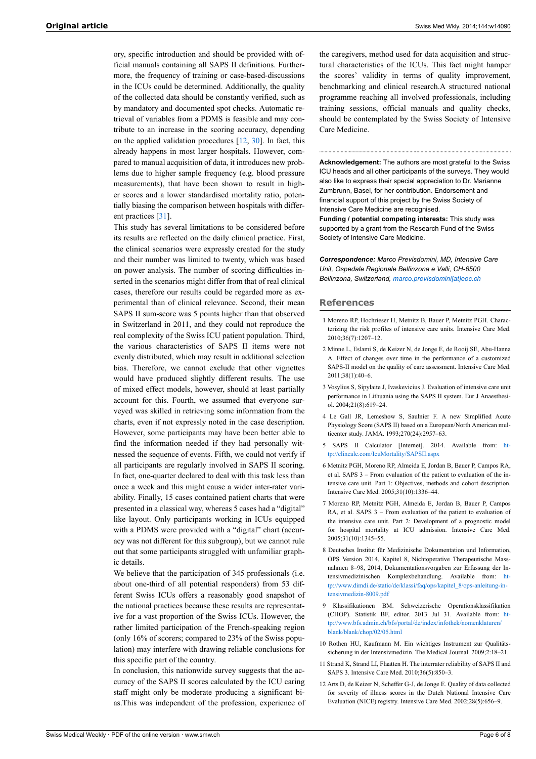ory, specific introduction and should be provided with official manuals containing all SAPS II definitions. Furthermore, the frequency of training or case-based-discussions in the ICUs could be determined. Additionally, the quality of the collected data should be constantly verified, such as by mandatory and documented spot checks. Automatic retrieval of variables from a PDMS is feasible and may contribute to an increase in the scoring accuracy, depending on the applied validation procedures [12, 30]. In fact, this already happens in most larger hospitals. However, compared to manual acquisition of data, it introduces new problems due to higher sample frequency (e.g. blood pressure measurements), that have been shown to result in higher scores and a lower standardised mortality ratio, potentially biasing the comparison between hospitals with different practices [31].

This study has several limitations to be considered before its results are reflected on the daily clinical practice. First, the clinical scenarios were expressly created for the study and their number was limited to twenty, which was based on power analysis. The number of scoring difficulties inserted in the scenarios might differ from that of real clinical cases, therefore our results could be regarded more as experimental than of clinical relevance. Second, their mean SAPS II sum-score was 5 points higher than that observed in Switzerland in 2011, and they could not reproduce the real complexity of the Swiss ICU patient population. Third, the various characteristics of SAPS II items were not evenly distributed, which may result in additional selection bias. Therefore, we cannot exclude that other vignettes would have produced slightly different results. The use of mixed effect models, however, should at least partially account for this. Fourth, we assumed that everyone surveyed was skilled in retrieving some information from the charts, even if not expressly noted in the case description. However, some participants may have been better able to find the information needed if they had personally witnessed the sequence of events. Fifth, we could not verify if all participants are regularly involved in SAPS II scoring. In fact, one-quarter declared to deal with this task less than once a week and this might cause a wider inter-rater variability. Finally, 15 cases contained patient charts that were presented in a classical way, whereas 5 cases had a "digital" like layout. Only participants working in ICUs equipped with a PDMS were provided with a "digital" chart (accuracy was not different for this subgroup), but we cannot rule out that some participants struggled with unfamiliar graphic details.

We believe that the participation of 345 professionals (i.e. about one-third of all potential responders) from 53 different Swiss ICUs offers a reasonably good snapshot of the national practices because these results are representative for a vast proportion of the Swiss ICUs. However, the rather limited participation of the French-speaking region (only 16% of scorers; compared to 23% of the Swiss population) may interfere with drawing reliable conclusions for this specific part of the country.

In conclusion, this nationwide survey suggests that the accuracy of the SAPS II scores calculated by the ICU caring staff might only be moderate producing a significant bias.This was independent of the profession, experience of the caregivers, method used for data acquisition and structural characteristics of the ICUs. This fact might hamper the scores' validity in terms of quality improvement, benchmarking and clinical research.A structured national programme reaching all involved professionals, including training sessions, official manuals and quality checks, should be contemplated by the Swiss Society of Intensive Care Medicine.

---

**Acknowledgement:** The authors are most grateful to the Swiss ICU heads and all other participants of the surveys. They would also like to express their special appreciation to Dr. Marianne Zumbrunn, Basel, for her contribution. Endorsement and financial support of this project by the Swiss Society of Intensive Care Medicine are recognised.

**Funding / potential competing interests:** This study was supported by a grant from the Research Fund of the Swiss Society of Intensive Care Medicine.

***Correspondence:*** *Marco Previsdomini, MD, Intensive Care Unit, Ospedale Regionale Bellinzona e Valli, CH-6500 Bellinzona, Switzerland, marco.previsdomini[at]eoc.ch*

## References

1. Moreno RP, Hochrieser H, Metnitz B, Bauer P, Metnitz PGH. Characterizing the risk profiles of intensive care units. Intensive Care Med. 2010;36(7):1207–12.
2. Minne L, Eslami S, de Keizer N, de Jonge E, de Rooij SE, Abu-Hanna A. Effect of changes over time in the performance of a customized SAPS-II model on the quality of care assessment. Intensive Care Med. 2011;38(1):40–6.
3. Vosylius S, Sipylaite J, Ivaskevicius J. Evaluation of intensive care unit performance in Lithuania using the SAPS II system. Eur J Anaesthesiol. 2004;21(8):619–24.
4. Le Gall JR, Lemeshow S, Saulnier F. A new Simplified Acute Physiology Score (SAPS II) based on a European/North American multicenter study. JAMA. 1993;270(24):2957–63.
5. SAPS II Calculator [Internet]. 2014. Available from: http://clincalc.com/IcuMortality/SAPSII.aspx
6. Metnitz PGH, Moreno RP, Almeida E, Jordan B, Bauer P, Campos RA, et al. SAPS 3 – From evaluation of the patient to evaluation of the intensive care unit. Part 1: Objectives, methods and cohort description. Intensive Care Med. 2005;31(10):1336–44.
7. Moreno RP, Metnitz PGH, Almeida E, Jordan B, Bauer P, Campos RA, et al. SAPS 3 – From evaluation of the patient to evaluation of the intensive care unit. Part 2: Development of a prognostic model for hospital mortality at ICU admission. Intensive Care Med. 2005;31(10):1345–55.
8. Deutsches Institut für Medizinische Dokumentation und Information, OPS Version 2014, Kapitel 8, Nichtoperative Therapeutische Massnahmen 8–98, 2014, Dokumentationsvorgaben zur Erfassung der Intensivmedizinischen Komplexbehandlung. Available from: http://www.dimdi.de/static/de/klassi/faq/ops/kapitel_8/ops-anleitung-intensivmedizin-8009.pdf
9. Klassifikationen BM. Schweizerische Operationsklassifikation (CHOP). Statistik BF, editor. 2013 Jul 31. Available from: http://www.bfs.admin.ch/bfs/portal/de/index/infothek/nomenklaturen/blank/blank/chop/02/05.html
10. Rothen HU, Kaufmann M. Ein wichtiges Instrument zur Qualitätssicherung in der Intensivmedizin. The Medical Journal. 2009;2:18–21.
11. Strand K, Strand LI, Flaatten H. The interrater reliability of SAPS II and SAPS 3. Intensive Care Med. 2010;36(5):850–3.
12. Arts D, de Keizer N, Scheffer G-J, de Jonge E. Quality of data collected for severity of illness scores in the Dutch National Intensive Care Evaluation (NICE) registry. Intensive Care Med. 2002;28(5):656–9.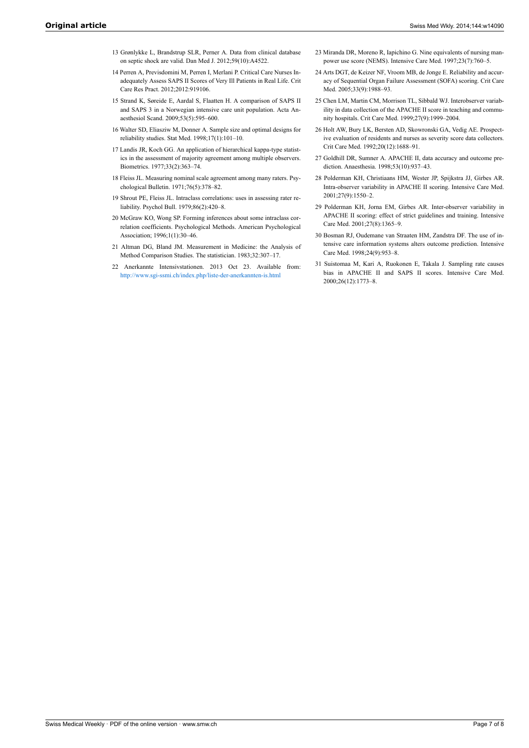13 Grønlykke L, Brandstrup SLR, Perner A. Data from clinical database on septic shock are valid. Dan Med J. 2012;59(10):A4522.

14 Perren A, Previsdomini M, Perren I, Merlani P. Critical Care Nurses Inadequately Assess SAPS II Scores of Very Ill Patients in Real Life. Crit Care Res Pract. 2012;2012:919106.

15 Strand K, Søreide E, Aardal S, Flaatten H. A comparison of SAPS II and SAPS 3 in a Norwegian intensive care unit population. Acta Anaesthesiol Scand. 2009;53(5):595–600.

16 Walter SD, Eliasziw M, Donner A. Sample size and optimal designs for reliability studies. Stat Med. 1998;17(1):101–10.

17 Landis JR, Koch GG. An application of hierarchical kappa-type statistics in the assessment of majority agreement among multiple observers. Biometrics. 1977;33(2):363–74.

18 Fleiss JL. Measuring nominal scale agreement among many raters. Psychological Bulletin. 1971;76(5):378–82.

19 Shrout PE, Fleiss JL. Intraclass correlations: uses in assessing rater reliability. Psychol Bull. 1979;86(2):420–8.

20 McGraw KO, Wong SP. Forming inferences about some intraclass correlation coefficients. Psychological Methods. American Psychological Association; 1996;1(1):30–46.

21 Altman DG, Bland JM. Measurement in Medicine: the Analysis of Method Comparison Studies. The statistician. 1983;32:307–17.

22 Anerkannte Intensivstationen. 2013 Oct 23. Available from: http://www.sgi-ssmi.ch/index.php/liste-der-anerkannten-is.html

23 Miranda DR, Moreno R, Iapichino G. Nine equivalents of nursing manpower use score (NEMS). Intensive Care Med. 1997;23(7):760–5.

24 Arts DGT, de Keizer NF, Vroom MB, de Jonge E. Reliability and accuracy of Sequential Organ Failure Assessment (SOFA) scoring. Crit Care Med. 2005;33(9):1988–93.

25 Chen LM, Martin CM, Morrison TL, Sibbald WJ. Interobserver variability in data collection of the APACHE II score in teaching and community hospitals. Crit Care Med. 1999;27(9):1999–2004.

26 Holt AW, Bury LK, Bersten AD, Skowronski GA, Vedig AE. Prospective evaluation of residents and nurses as severity score data collectors. Crit Care Med. 1992;20(12):1688–91.

27 Goldhill DR, Sumner A. APACHE II, data accuracy and outcome prediction. Anaesthesia. 1998;53(10):937–43.

28 Polderman KH, Christiaans HM, Wester JP, Spijkstra JJ, Girbes AR. Intra-observer variability in APACHE II scoring. Intensive Care Med. 2001;27(9):1550–2.

29 Polderman KH, Jorna EM, Girbes AR. Inter-observer variability in APACHE II scoring: effect of strict guidelines and training. Intensive Care Med. 2001;27(8):1365–9.

30 Bosman RJ, Oudemane van Straaten HM, Zandstra DF. The use of intensive care information systems alters outcome prediction. Intensive Care Med. 1998;24(9):953–8.

31 Suistomaa M, Kari A, Ruokonen E, Takala J. Sampling rate causes bias in APACHE II and SAPS II scores. Intensive Care Med. 2000;26(12):1773–8.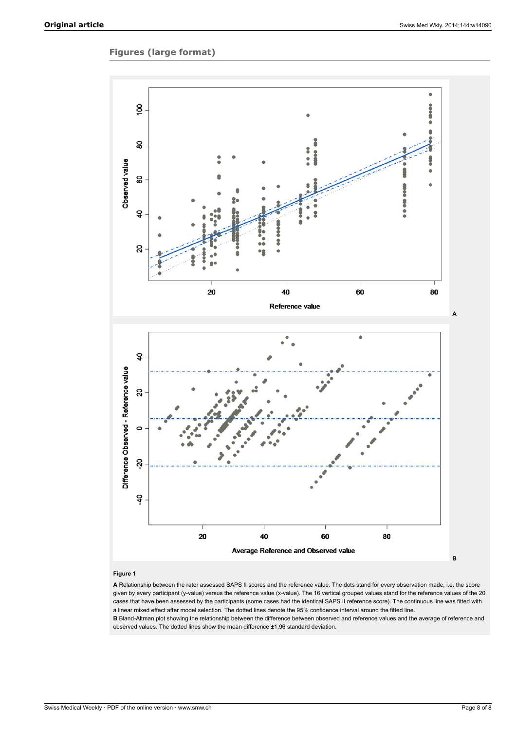## Figures (large format)

Observed value

100
80
60
40
20

20
40
60
80

Reference value

A

Difference Observed - Reference value

40
20
0
-20
-40

20
40
60
80

Average Reference and Observed value

B

**Figure 1**

**A** Relationship between the rater assessed SAPS II scores and the reference value. The dots stand for every observation made, i.e. the score given by every participant (y-value) versus the reference value (x-value). The 16 vertical grouped values stand for the reference values of the 20 cases that have been assessed by the participants (some cases had the identical SAPS II reference score). The continuous line was fitted with a linear mixed effect after model selection. The dotted lines denote the 95% confidence interval around the fitted line.

**B** Bland-Altman plot showing the relationship between the difference between observed and reference values and the average of reference and observed values. The dotted lines show the mean difference ±1.96 standard deviation.